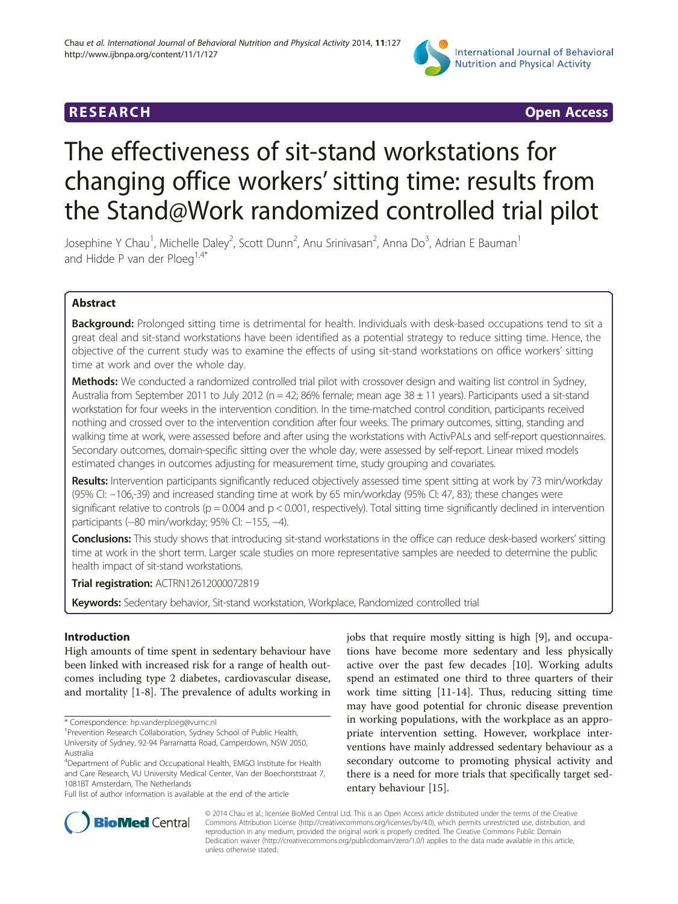**RESEARCH** **Open Access**

# The effectiveness of sit-stand workstations for changing office workers' sitting time: results from the Stand@Work randomized controlled trial pilot

Josephine Y Chau[1], Michelle Daley[2], Scott Dunn[2], Anu Srinivasan[2], Anna Do[3], Adrian E Bauman[1] and Hidde P van der Ploeg[1,4*]

## Abstract

**Background:** Prolonged sitting time is detrimental for health. Individuals with desk-based occupations tend to sit a great deal and sit-stand workstations have been identified as a potential strategy to reduce sitting time. Hence, the objective of the current study was to examine the effects of using sit-stand workstations on office workers' sitting time at work and over the whole day.

**Methods:** We conducted a randomized controlled trial pilot with crossover design and waiting list control in Sydney, Australia from September 2011 to July 2012 (n = 42; 86% female; mean age 38 ± 11 years). Participants used a sit-stand workstation for four weeks in the intervention condition. In the time-matched control condition, participants received nothing and crossed over to the intervention condition after four weeks. The primary outcomes, sitting, standing and walking time at work, were assessed before and after using the workstations with ActivPALs and self-report questionnaires. Secondary outcomes, domain-specific sitting over the whole day, were assessed by self-report. Linear mixed models estimated changes in outcomes adjusting for measurement time, study grouping and covariates.

**Results:** Intervention participants significantly reduced objectively assessed time spent sitting at work by 73 min/workday (95% CI: −106,-39) and increased standing time at work by 65 min/workday (95% CI: 47, 83); these changes were significant relative to controls (p = 0.004 and p < 0.001, respectively). Total sitting time significantly declined in intervention participants (−80 min/workday; 95% CI: −155, −4).

**Conclusions:** This study shows that introducing sit-stand workstations in the office can reduce desk-based workers' sitting time at work in the short term. Larger scale studies on more representative samples are needed to determine the public health impact of sit-stand workstations.

**Trial registration:** ACTRN12612000072819

**Keywords:** Sedentary behavior, Sit-stand workstation, Workplace, Randomized controlled trial

## Introduction

High amounts of time spent in sedentary behaviour have been linked with increased risk for a range of health outcomes including type 2 diabetes, cardiovascular disease, and mortality [1-8]. The prevalence of adults working in jobs that require mostly sitting is high [9], and occupations have become more sedentary and less physically active over the past few decades [10]. Working adults spend an estimated one third to three quarters of their work time sitting [11-14]. Thus, reducing sitting time may have good potential for chronic disease prevention in working populations, with the workplace as an appropriate intervention setting. However, workplace interventions have mainly addressed sedentary behaviour as a secondary outcome to promoting physical activity and there is a need for more trials that specifically target sedentary behaviour [15].

\* Correspondence: hp.vanderploeg@vumc.nl

[1] Prevention Research Collaboration, Sydney School of Public Health, University of Sydney, 92-94 Parramatta Road, Camperdown, NSW 2050, Australia

[4] Department of Public and Occupational Health, EMGO Institute for Health and Care Research, VU University Medical Center, Van der Boechorststraat 7, 1081BT Amsterdam, The Netherlands

Full list of author information is available at the end of the article

© 2014 Chau et al.; licensee BioMed Central Ltd. This is an Open Access article distributed under the terms of the Creative Commons Attribution License (http://creativecommons.org/licenses/by/4.0), which permits unrestricted use, distribution, and reproduction in any medium, provided the original work is properly credited. The Creative Commons Public Domain Dedication waiver (http://creativecommons.org/publicdomain/zero/1.0/) applies to the data made available in this article, unless otherwise stated.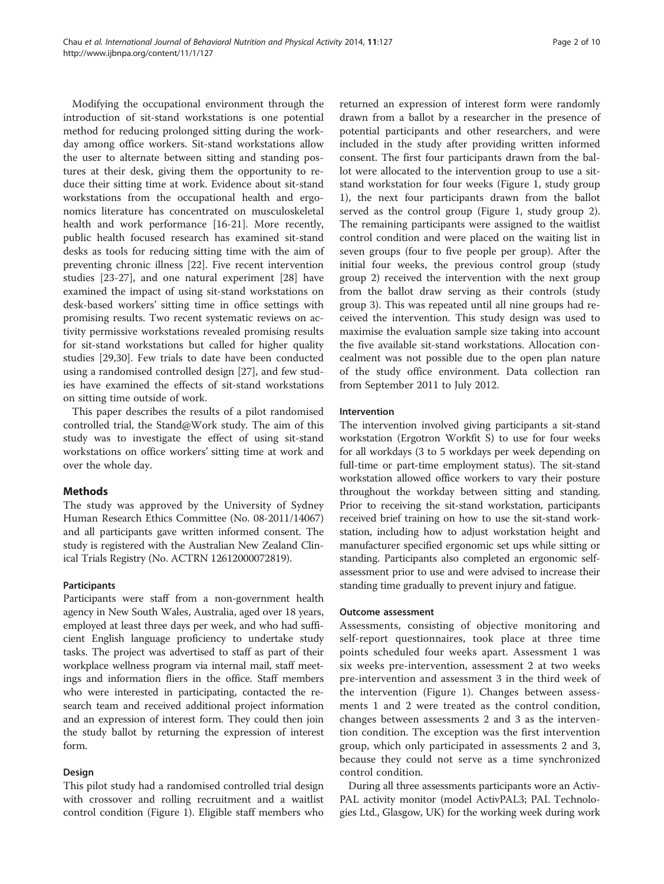Modifying the occupational environment through the introduction of sit-stand workstations is one potential method for reducing prolonged sitting during the workday among office workers. Sit-stand workstations allow the user to alternate between sitting and standing postures at their desk, giving them the opportunity to reduce their sitting time at work. Evidence about sit-stand workstations from the occupational health and ergonomics literature has concentrated on musculoskeletal health and work performance [16-21]. More recently, public health focused research has examined sit-stand desks as tools for reducing sitting time with the aim of preventing chronic illness [22]. Five recent intervention studies [23-27], and one natural experiment [28] have examined the impact of using sit-stand workstations on desk-based workers' sitting time in office settings with promising results. Two recent systematic reviews on activity permissive workstations revealed promising results for sit-stand workstations but called for higher quality studies [29,30]. Few trials to date have been conducted using a randomised controlled design [27], and few studies have examined the effects of sit-stand workstations on sitting time outside of work.

This paper describes the results of a pilot randomised controlled trial, the Stand@Work study. The aim of this study was to investigate the effect of using sit-stand workstations on office workers' sitting time at work and over the whole day.

## Methods

The study was approved by the University of Sydney Human Research Ethics Committee (No. 08-2011/14067) and all participants gave written informed consent. The study is registered with the Australian New Zealand Clinical Trials Registry (No. ACTRN 12612000072819).

### Participants

Participants were staff from a non-government health agency in New South Wales, Australia, aged over 18 years, employed at least three days per week, and who had sufficient English language proficiency to undertake study tasks. The project was advertised to staff as part of their workplace wellness program via internal mail, staff meetings and information fliers in the office. Staff members who were interested in participating, contacted the research team and received additional project information and an expression of interest form. They could then join the study ballot by returning the expression of interest form.

### Design

This pilot study had a randomised controlled trial design with crossover and rolling recruitment and a waitlist control condition (Figure 1). Eligible staff members who returned an expression of interest form were randomly drawn from a ballot by a researcher in the presence of potential participants and other researchers, and were included in the study after providing written informed consent. The first four participants drawn from the ballot were allocated to the intervention group to use a sit-stand workstation for four weeks (Figure 1, study group 1), the next four participants drawn from the ballot served as the control group (Figure 1, study group 2). The remaining participants were assigned to the waitlist control condition and were placed on the waiting list in seven groups (four to five people per group). After the initial four weeks, the previous control group (study group 2) received the intervention with the next group from the ballot draw serving as their controls (study group 3). This was repeated until all nine groups had received the intervention. This study design was used to maximise the evaluation sample size taking into account the five available sit-stand workstations. Allocation concealment was not possible due to the open plan nature of the study office environment. Data collection ran from September 2011 to July 2012.

### Intervention

The intervention involved giving participants a sit-stand workstation (Ergotron Workfit S) to use for four weeks for all workdays (3 to 5 workdays per week depending on full-time or part-time employment status). The sit-stand workstation allowed office workers to vary their posture throughout the workday between sitting and standing. Prior to receiving the sit-stand workstation, participants received brief training on how to use the sit-stand workstation, including how to adjust workstation height and manufacturer specified ergonomic set ups while sitting or standing. Participants also completed an ergonomic self-assessment prior to use and were advised to increase their standing time gradually to prevent injury and fatigue.

### Outcome assessment

Assessments, consisting of objective monitoring and self-report questionnaires, took place at three time points scheduled four weeks apart. Assessment 1 was six weeks pre-intervention, assessment 2 at two weeks pre-intervention and assessment 3 in the third week of the intervention (Figure 1). Changes between assessments 1 and 2 were treated as the control condition, changes between assessments 2 and 3 as the intervention condition. The exception was the first intervention group, which only participated in assessments 2 and 3, because they could not serve as a time synchronized control condition.

During all three assessments participants wore an ActivPAL activity monitor (model ActivPAL3; PAL Technologies Ltd., Glasgow, UK) for the working week during work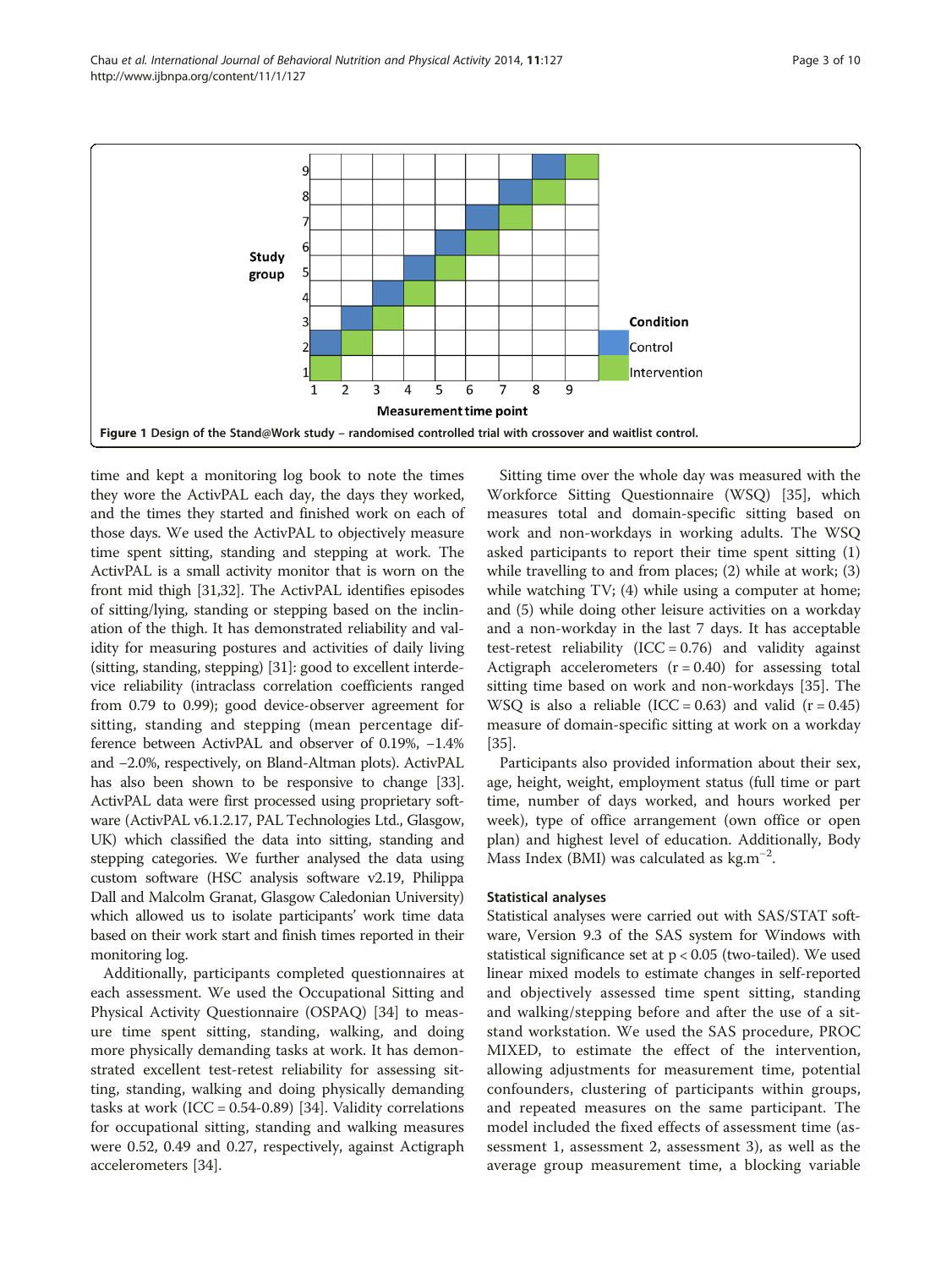Figure 1 Design of the Stand@Work study – randomised controlled trial with crossover and waitlist control.

time and kept a monitoring log book to note the times they wore the ActivPAL each day, the days they worked, and the times they started and finished work on each of those days. We used the ActivPAL to objectively measure time spent sitting, standing and stepping at work. The ActivPAL is a small activity monitor that is worn on the front mid thigh [31,32]. The ActivPAL identifies episodes of sitting/lying, standing or stepping based on the inclination of the thigh. It has demonstrated reliability and validity for measuring postures and activities of daily living (sitting, standing, stepping) [31]: good to excellent interdevice reliability (intraclass correlation coefficients ranged from 0.79 to 0.99); good device-observer agreement for sitting, standing and stepping (mean percentage difference between ActivPAL and observer of 0.19%, −1.4% and −2.0%, respectively, on Bland-Altman plots). ActivPAL has also been shown to be responsive to change [33]. ActivPAL data were first processed using proprietary software (ActivPAL v6.1.2.17, PAL Technologies Ltd., Glasgow, UK) which classified the data into sitting, standing and stepping categories. We further analysed the data using custom software (HSC analysis software v2.19, Philippa Dall and Malcolm Granat, Glasgow Caledonian University) which allowed us to isolate participants' work time data based on their work start and finish times reported in their monitoring log.

Additionally, participants completed questionnaires at each assessment. We used the Occupational Sitting and Physical Activity Questionnaire (OSPAQ) [34] to measure time spent sitting, standing, walking, and doing more physically demanding tasks at work. It has demonstrated excellent test-retest reliability for assessing sitting, standing, walking and doing physically demanding tasks at work (ICC = 0.54-0.89) [34]. Validity correlations for occupational sitting, standing and walking measures were 0.52, 0.49 and 0.27, respectively, against Actigraph accelerometers [34].

Sitting time over the whole day was measured with the Workforce Sitting Questionnaire (WSQ) [35], which measures total and domain-specific sitting based on work and non-workdays in working adults. The WSQ asked participants to report their time spent sitting (1) while travelling to and from places; (2) while at work; (3) while watching TV; (4) while using a computer at home; and (5) while doing other leisure activities on a workday and a non-workday in the last 7 days. It has acceptable test-retest reliability (ICC = 0.76) and validity against Actigraph accelerometers (r = 0.40) for assessing total sitting time based on work and non-workdays [35]. The WSQ is also a reliable (ICC = 0.63) and valid (r = 0.45) measure of domain-specific sitting at work on a workday [35].

Participants also provided information about their sex, age, height, weight, employment status (full time or part time, number of days worked, and hours worked per week), type of office arrangement (own office or open plan) and highest level of education. Additionally, Body Mass Index (BMI) was calculated as $kg.m^{-2}$.

### Statistical analyses

Statistical analyses were carried out with SAS/STAT software, Version 9.3 of the SAS system for Windows with statistical significance set at $p < 0.05$ (two-tailed). We used linear mixed models to estimate changes in self-reported and objectively assessed time spent sitting, standing and walking/stepping before and after the use of a sit-stand workstation. We used the SAS procedure, PROC MIXED, to estimate the effect of the intervention, allowing adjustments for measurement time, potential confounders, clustering of participants within groups, and repeated measures on the same participant. The model included the fixed effects of assessment time (assessment 1, assessment 2, assessment 3), as well as the average group measurement time, a blocking variable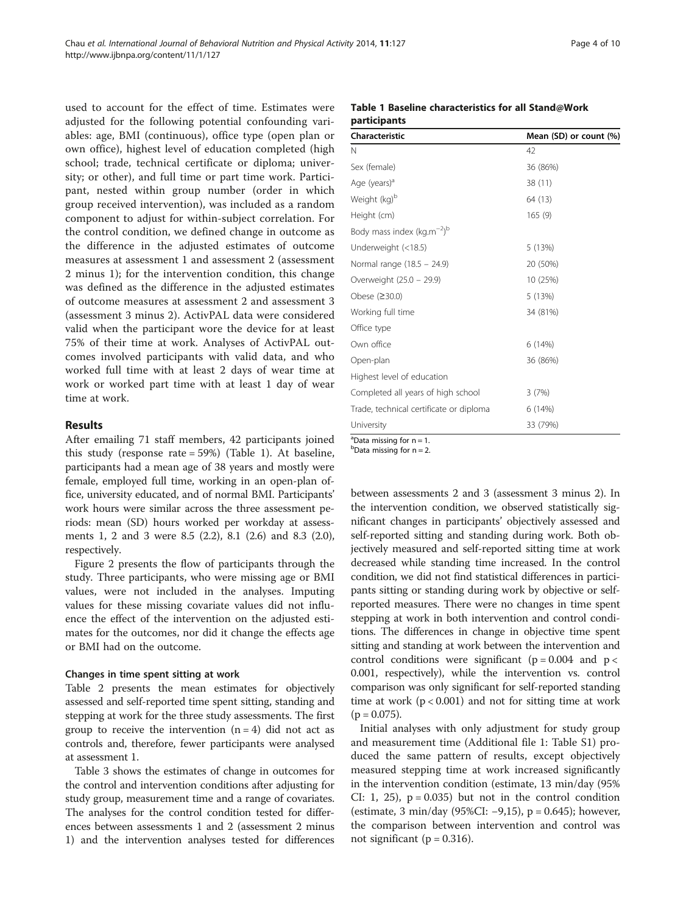used to account for the effect of time. Estimates were adjusted for the following potential confounding variables: age, BMI (continuous), office type (open plan or own office), highest level of education completed (high school; trade, technical certificate or diploma; university; or other), and full time or part time work. Participant, nested within group number (order in which group received intervention), was included as a random component to adjust for within-subject correlation. For the control condition, we defined change in outcome as the difference in the adjusted estimates of outcome measures at assessment 1 and assessment 2 (assessment 2 minus 1); for the intervention condition, this change was defined as the difference in the adjusted estimates of outcome measures at assessment 2 and assessment 3 (assessment 3 minus 2). ActivPAL data were considered valid when the participant wore the device for at least 75% of their time at work. Analyses of ActivPAL outcomes involved participants with valid data, and who worked full time with at least 2 days of wear time at work or worked part time with at least 1 day of wear time at work.

## Results

After emailing 71 staff members, 42 participants joined this study (response rate = 59%) (Table 1). At baseline, participants had a mean age of 38 years and mostly were female, employed full time, working in an open-plan office, university educated, and of normal BMI. Participants' work hours were similar across the three assessment periods: mean (SD) hours worked per workday at assessments 1, 2 and 3 were 8.5 (2.2), 8.1 (2.6) and 8.3 (2.0), respectively.

Figure 2 presents the flow of participants through the study. Three participants, who were missing age or BMI values, were not included in the analyses. Imputing values for these missing covariate values did not influence the effect of the intervention on the adjusted estimates for the outcomes, nor did it change the effects age or BMI had on the outcome.

**Table 1 Baseline characteristics for all Stand@Work participants**

| Characteristic | Mean (SD) or count (%) |
|---|---|
| N | 42 |
| Sex (female) | 36 (86%) |
| Age (years)[a] | 38 (11) |
| Weight (kg)[b] | 64 (13) |
| Height (cm) | 165 (9) |
| Body mass index (kg.m$^{-2}$)[b] | |
| Underweight (<18.5) | 5 (13%) |
| Normal range (18.5 – 24.9) | 20 (50%) |
| Overweight (25.0 – 29.9) | 10 (25%) |
| Obese (≥30.0) | 5 (13%) |
| Working full time | 34 (81%) |
| Office type | |
| Own office | 6 (14%) |
| Open-plan | 36 (86%) |
| Highest level of education | |
| Completed all years of high school | 3 (7%) |
| Trade, technical certificate or diploma | 6 (14%) |
| University | 33 (79%) |

[a]Data missing for n = 1.
[b]Data missing for n = 2.

### Changes in time spent sitting at work

Table 2 presents the mean estimates for objectively assessed and self-reported time spent sitting, standing and stepping at work for the three study assessments. The first group to receive the intervention (n = 4) did not act as controls and, therefore, fewer participants were analysed at assessment 1.

Table 3 shows the estimates of change in outcomes for the control and intervention conditions after adjusting for study group, measurement time and a range of covariates. The analyses for the control condition tested for differences between assessments 1 and 2 (assessment 2 minus 1) and the intervention analyses tested for differences between assessments 2 and 3 (assessment 3 minus 2). In the intervention condition, we observed statistically significant changes in participants' objectively assessed and self-reported sitting and standing during work. Both objectively measured and self-reported sitting time at work decreased while standing time increased. In the control condition, we did not find statistical differences in participants sitting or standing during work by objective or self-reported measures. There were no changes in time spent stepping at work in both intervention and control conditions. The differences in change in objective time spent sitting and standing at work between the intervention and control conditions were significant ($p = 0.004$ and $p < 0.001$, respectively), while the intervention vs. control comparison was only significant for self-reported standing time at work ($p < 0.001$) and not for sitting time at work ($p = 0.075$).

Initial analyses with only adjustment for study group and measurement time (Additional file 1: Table S1) produced the same pattern of results, except objectively measured stepping time at work increased significantly in the intervention condition (estimate, 13 min/day (95% CI: 1, 25), $p = 0.035$) but not in the control condition (estimate, 3 min/day (95%CI: −9,15), $p = 0.645$); however, the comparison between intervention and control was not significant ($p = 0.316$).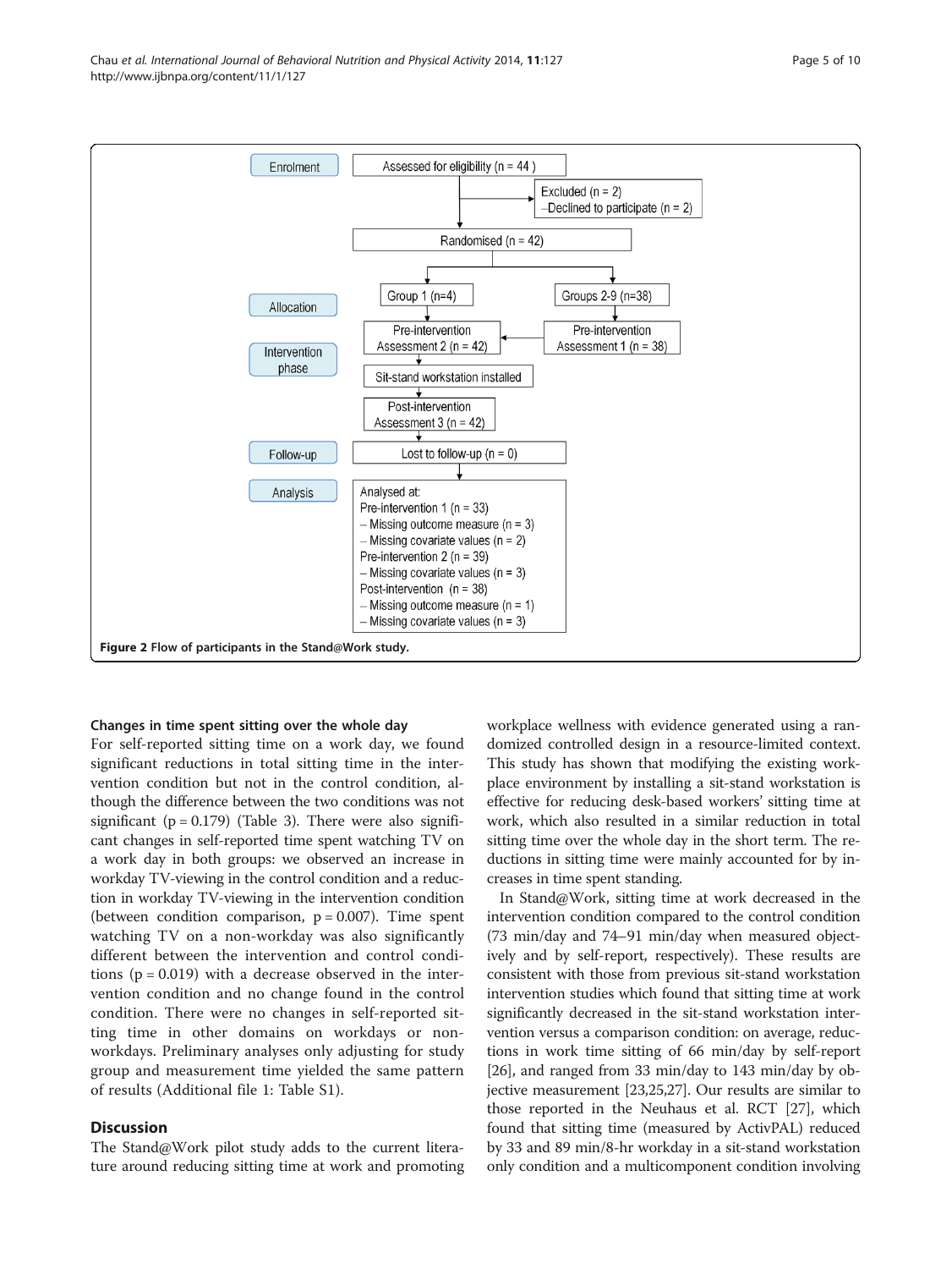Enrolment

Assessed for eligibility (n = 44 )

Excluded (n = 2)
–Declined to participate (n = 2)

Randomised (n = 42)

Allocation

Group 1 (n=4)

Groups 2-9 (n=38)

Intervention phase

Pre-intervention Assessment 2 (n = 42)

Pre-intervention Assessment 1 (n = 38)

Sit-stand workstation installed

Post-intervention Assessment 3 (n = 42)

Follow-up

Lost to follow-up (n = 0)

Analysis

Analysed at:
Pre-intervention 1 (n = 33)
– Missing outcome measure (n = 3)
– Missing covariate values (n = 2)
Pre-intervention 2 (n = 39)
– Missing covariate values (n = 3)
Post-intervention (n = 38)
– Missing outcome measure (n = 1)
– Missing covariate values (n = 3)

**Figure 2 Flow of participants in the Stand@Work study.**

### Changes in time spent sitting over the whole day

For self-reported sitting time on a work day, we found significant reductions in total sitting time in the intervention condition but not in the control condition, although the difference between the two conditions was not significant ($p = 0.179$) (Table 3). There were also significant changes in self-reported time spent watching TV on a work day in both groups: we observed an increase in workday TV-viewing in the control condition and a reduction in workday TV-viewing in the intervention condition (between condition comparison, $p = 0.007$). Time spent watching TV on a non-workday was also significantly different between the intervention and control conditions ($p = 0.019$) with a decrease observed in the intervention condition and no change found in the control condition. There were no changes in self-reported sitting time in other domains on workdays or non-workdays. Preliminary analyses only adjusting for study group and measurement time yielded the same pattern of results (Additional file 1: Table S1).

## Discussion

The Stand@Work pilot study adds to the current literature around reducing sitting time at work and promoting workplace wellness with evidence generated using a randomized controlled design in a resource-limited context. This study has shown that modifying the existing workplace environment by installing a sit-stand workstation is effective for reducing desk-based workers' sitting time at work, which also resulted in a similar reduction in total sitting time over the whole day in the short term. The reductions in sitting time were mainly accounted for by increases in time spent standing.

In Stand@Work, sitting time at work decreased in the intervention condition compared to the control condition (73 min/day and 74–91 min/day when measured objectively and by self-report, respectively). These results are consistent with those from previous sit-stand workstation intervention studies which found that sitting time at work significantly decreased in the sit-stand workstation intervention versus a comparison condition: on average, reductions in work time sitting of 66 min/day by self-report [26], and ranged from 33 min/day to 143 min/day by objective measurement [23,25,27]. Our results are similar to those reported in the Neuhaus et al. RCT [27], which found that sitting time (measured by ActivPAL) reduced by 33 and 89 min/8-hr workday in a sit-stand workstation only condition and a multicomponent condition involving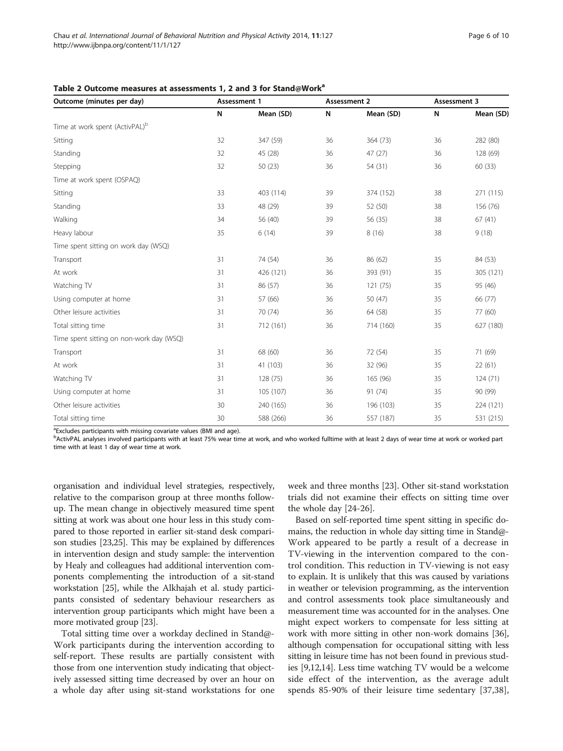**Table 2 Outcome measures at assessments 1, 2 and 3 for Stand@Work[a]**

| Outcome (minutes per day) | Assessment 1 | | Assessment 2 | | Assessment 3 | |
|---|---|---|---|---|---|---|
| | N | Mean (SD) | N | Mean (SD) | N | Mean (SD) |
| Time at work spent (ActivPAL)[b] | | | | | | |
| Sitting | 32 | 347 (59) | 36 | 364 (73) | 36 | 282 (80) |
| Standing | 32 | 45 (28) | 36 | 47 (27) | 36 | 128 (69) |
| Stepping | 32 | 50 (23) | 36 | 54 (31) | 36 | 60 (33) |
| Time at work spent (OSPAQ) | | | | | | |
| Sitting | 33 | 403 (114) | 39 | 374 (152) | 38 | 271 (115) |
| Standing | 33 | 48 (29) | 39 | 52 (50) | 38 | 156 (76) |
| Walking | 34 | 56 (40) | 39 | 56 (35) | 38 | 67 (41) |
| Heavy labour | 35 | 6 (14) | 39 | 8 (16) | 38 | 9 (18) |
| Time spent sitting on work day (WSQ) | | | | | | |
| Transport | 31 | 74 (54) | 36 | 86 (62) | 35 | 84 (53) |
| At work | 31 | 426 (121) | 36 | 393 (91) | 35 | 305 (121) |
| Watching TV | 31 | 86 (57) | 36 | 121 (75) | 35 | 95 (46) |
| Using computer at home | 31 | 57 (66) | 36 | 50 (47) | 35 | 66 (77) |
| Other leisure activities | 31 | 70 (74) | 36 | 64 (58) | 35 | 77 (60) |
| Total sitting time | 31 | 712 (161) | 36 | 714 (160) | 35 | 627 (180) |
| Time spent sitting on non-work day (WSQ) | | | | | | |
| Transport | 31 | 68 (60) | 36 | 72 (54) | 35 | 71 (69) |
| At work | 31 | 41 (103) | 36 | 32 (96) | 35 | 22 (61) |
| Watching TV | 31 | 128 (75) | 36 | 165 (96) | 35 | 124 (71) |
| Using computer at home | 31 | 105 (107) | 36 | 91 (74) | 35 | 90 (99) |
| Other leisure activities | 30 | 240 (165) | 36 | 196 (103) | 35 | 224 (121) |
| Total sitting time | 30 | 588 (266) | 36 | 557 (187) | 35 | 531 (215) |

[a]Excludes participants with missing covariate values (BMI and age).
[b]ActivPAL analyses involved participants with at least 75% wear time at work, and who worked fulltime with at least 2 days of wear time at work or worked part time with at least 1 day of wear time at work.

organisation and individual level strategies, respectively, relative to the comparison group at three months follow-up. The mean change in objectively measured time spent sitting at work was about one hour less in this study compared to those reported in earlier sit-stand desk comparison studies [23,25]. This may be explained by differences in intervention design and study sample: the intervention by Healy and colleagues had additional intervention components complementing the introduction of a sit-stand workstation [25], while the Alkhajah et al. study participants consisted of sedentary behaviour researchers as intervention group participants which might have been a more motivated group [23].

Total sitting time over a workday declined in Stand@-Work participants during the intervention according to self-report. These results are partially consistent with those from one intervention study indicating that objectively assessed sitting time decreased by over an hour on a whole day after using sit-stand workstations for one week and three months [23]. Other sit-stand workstation trials did not examine their effects on sitting time over the whole day [24-26].

Based on self-reported time spent sitting in specific domains, the reduction in whole day sitting time in Stand@-Work appeared to be partly a result of a decrease in TV-viewing in the intervention compared to the control condition. This reduction in TV-viewing is not easy to explain. It is unlikely that this was caused by variations in weather or television programming, as the intervention and control assessments took place simultaneously and measurement time was accounted for in the analyses. One might expect workers to compensate for less sitting at work with more sitting in other non-work domains [36], although compensation for occupational sitting with less sitting in leisure time has not been found in previous studies [9,12,14]. Less time watching TV would be a welcome side effect of the intervention, as the average adult spends 85-90% of their leisure time sedentary [37,38],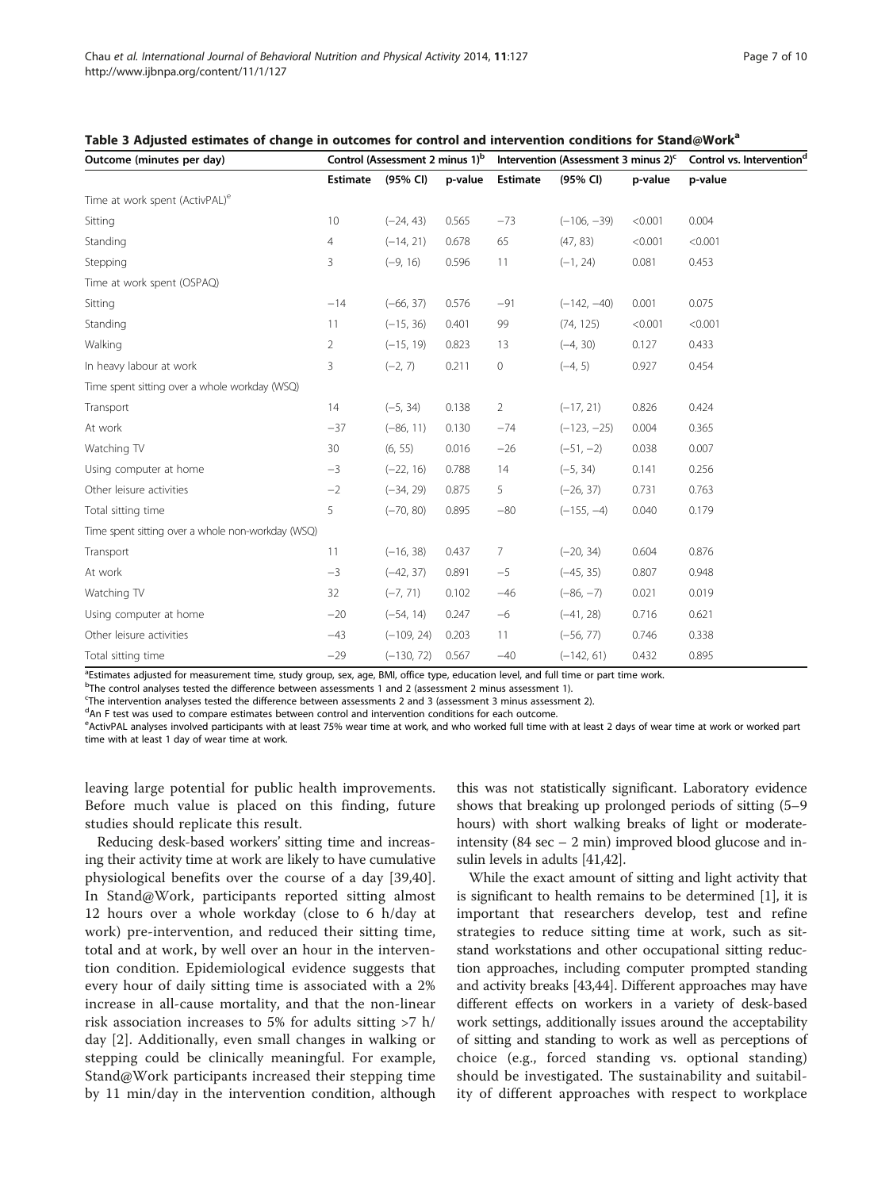**Table 3 Adjusted estimates of change in outcomes for control and intervention conditions for Stand@Work[a]**

| Outcome (minutes per day) | Control (Assessment 2 minus 1)[b] | | | Intervention (Assessment 3 minus 2)[c] | | | Control vs. Intervention[d] |
|---|---|---|---|---|---|---|---|
| | Estimate | (95% CI) | p-value | Estimate | (95% CI) | p-value | p-value |
| Time at work spent (ActivPAL)[e] | | | | | | | |
| Sitting | 10 | (−24, 43) | 0.565 | −73 | (−106, −39) | <0.001 | 0.004 |
| Standing | 4 | (−14, 21) | 0.678 | 65 | (47, 83) | <0.001 | <0.001 |
| Stepping | 3 | (−9, 16) | 0.596 | 11 | (−1, 24) | 0.081 | 0.453 |
| Time at work spent (OSPAQ) | | | | | | | |
| Sitting | −14 | (−66, 37) | 0.576 | −91 | (−142, −40) | 0.001 | 0.075 |
| Standing | 11 | (−15, 36) | 0.401 | 99 | (74, 125) | <0.001 | <0.001 |
| Walking | 2 | (−15, 19) | 0.823 | 13 | (−4, 30) | 0.127 | 0.433 |
| In heavy labour at work | 3 | (−2, 7) | 0.211 | 0 | (−4, 5) | 0.927 | 0.454 |
| Time spent sitting over a whole workday (WSQ) | | | | | | | |
| Transport | 14 | (−5, 34) | 0.138 | 2 | (−17, 21) | 0.826 | 0.424 |
| At work | −37 | (−86, 11) | 0.130 | −74 | (−123, −25) | 0.004 | 0.365 |
| Watching TV | 30 | (6, 55) | 0.016 | −26 | (−51, −2) | 0.038 | 0.007 |
| Using computer at home | −3 | (−22, 16) | 0.788 | 14 | (−5, 34) | 0.141 | 0.256 |
| Other leisure activities | −2 | (−34, 29) | 0.875 | 5 | (−26, 37) | 0.731 | 0.763 |
| Total sitting time | 5 | (−70, 80) | 0.895 | −80 | (−155, −4) | 0.040 | 0.179 |
| Time spent sitting over a whole non-workday (WSQ) | | | | | | | |
| Transport | 11 | (−16, 38) | 0.437 | 7 | (−20, 34) | 0.604 | 0.876 |
| At work | −3 | (−42, 37) | 0.891 | −5 | (−45, 35) | 0.807 | 0.948 |
| Watching TV | 32 | (−7, 71) | 0.102 | −46 | (−86, −7) | 0.021 | 0.019 |
| Using computer at home | −20 | (−54, 14) | 0.247 | −6 | (−41, 28) | 0.716 | 0.621 |
| Other leisure activities | −43 | (−109, 24) | 0.203 | 11 | (−56, 77) | 0.746 | 0.338 |
| Total sitting time | −29 | (−130, 72) | 0.567 | −40 | (−142, 61) | 0.432 | 0.895 |

[a]Estimates adjusted for measurement time, study group, sex, age, BMI, office type, education level, and full time or part time work.
[b]The control analyses tested the difference between assessments 1 and 2 (assessment 2 minus assessment 1).
[c]The intervention analyses tested the difference between assessments 2 and 3 (assessment 3 minus assessment 2).
[d]An F test was used to compare estimates between control and intervention conditions for each outcome.
[e]ActivPAL analyses involved participants with at least 75% wear time at work, and who worked full time with at least 2 days of wear time at work or worked part time with at least 1 day of wear time at work.

leaving large potential for public health improvements. Before much value is placed on this finding, future studies should replicate this result.

Reducing desk-based workers' sitting time and increasing their activity time at work are likely to have cumulative physiological benefits over the course of a day [39,40]. In Stand@Work, participants reported sitting almost 12 hours over a whole workday (close to 6 h/day at work) pre-intervention, and reduced their sitting time, total and at work, by well over an hour in the intervention condition. Epidemiological evidence suggests that every hour of daily sitting time is associated with a 2% increase in all-cause mortality, and that the non-linear risk association increases to 5% for adults sitting >7 h/day [2]. Additionally, even small changes in walking or stepping could be clinically meaningful. For example, Stand@Work participants increased their stepping time by 11 min/day in the intervention condition, although this was not statistically significant. Laboratory evidence shows that breaking up prolonged periods of sitting (5–9 hours) with short walking breaks of light or moderate-intensity (84 sec – 2 min) improved blood glucose and insulin levels in adults [41,42].

While the exact amount of sitting and light activity that is significant to health remains to be determined [1], it is important that researchers develop, test and refine strategies to reduce sitting time at work, such as sit-stand workstations and other occupational sitting reduction approaches, including computer prompted standing and activity breaks [43,44]. Different approaches may have different effects on workers in a variety of desk-based work settings, additionally issues around the acceptability of sitting and standing to work as well as perceptions of choice (e.g., forced standing vs. optional standing) should be investigated. The sustainability and suitability of different approaches with respect to workplace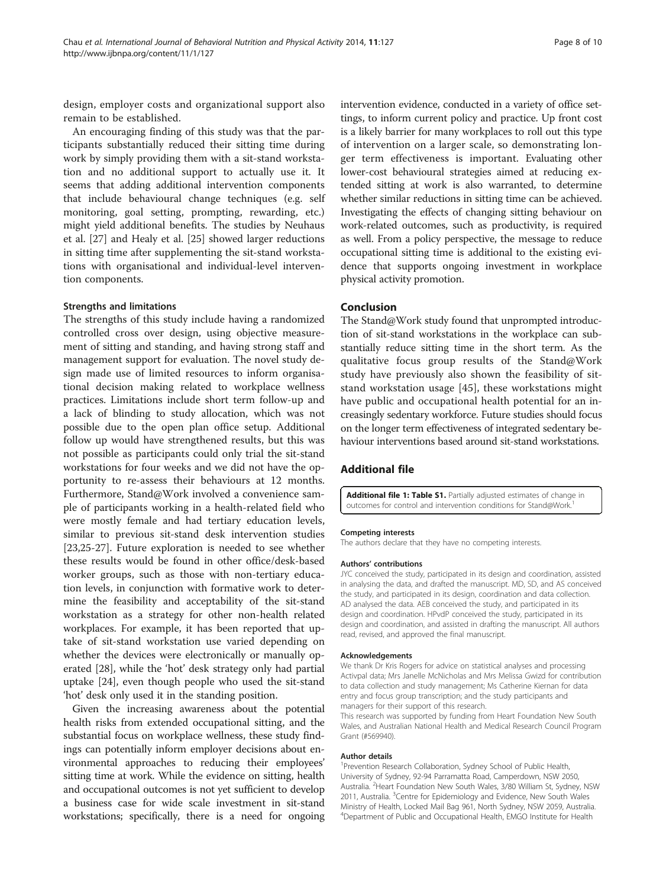design, employer costs and organizational support also remain to be established.

An encouraging finding of this study was that the participants substantially reduced their sitting time during work by simply providing them with a sit-stand workstation and no additional support to actually use it. It seems that adding additional intervention components that include behavioural change techniques (e.g. self monitoring, goal setting, prompting, rewarding, etc.) might yield additional benefits. The studies by Neuhaus et al. [27] and Healy et al. [25] showed larger reductions in sitting time after supplementing the sit-stand workstations with organisational and individual-level intervention components.

### Strengths and limitations

The strengths of this study include having a randomized controlled cross over design, using objective measurement of sitting and standing, and having strong staff and management support for evaluation. The novel study design made use of limited resources to inform organisational decision making related to workplace wellness practices. Limitations include short term follow-up and a lack of blinding to study allocation, which was not possible due to the open plan office setup. Additional follow up would have strengthened results, but this was not possible as participants could only trial the sit-stand workstations for four weeks and we did not have the opportunity to re-assess their behaviours at 12 months. Furthermore, Stand@Work involved a convenience sample of participants working in a health-related field who were mostly female and had tertiary education levels, similar to previous sit-stand desk intervention studies [23,25-27]. Future exploration is needed to see whether these results would be found in other office/desk-based worker groups, such as those with non-tertiary education levels, in conjunction with formative work to determine the feasibility and acceptability of the sit-stand workstation as a strategy for other non-health related workplaces. For example, it has been reported that uptake of sit-stand workstation use varied depending on whether the devices were electronically or manually operated [28], while the 'hot' desk strategy only had partial uptake [24], even though people who used the sit-stand 'hot' desk only used it in the standing position.

Given the increasing awareness about the potential health risks from extended occupational sitting, and the substantial focus on workplace wellness, these study findings can potentially inform employer decisions about environmental approaches to reducing their employees' sitting time at work. While the evidence on sitting, health and occupational outcomes is not yet sufficient to develop a business case for wide scale investment in sit-stand workstations; specifically, there is a need for ongoing intervention evidence, conducted in a variety of office settings, to inform current policy and practice. Up front cost is a likely barrier for many workplaces to roll out this type of intervention on a larger scale, so demonstrating longer term effectiveness is important. Evaluating other lower-cost behavioural strategies aimed at reducing extended sitting at work is also warranted, to determine whether similar reductions in sitting time can be achieved. Investigating the effects of changing sitting behaviour on work-related outcomes, such as productivity, is required as well. From a policy perspective, the message to reduce occupational sitting time is additional to the existing evidence that supports ongoing investment in workplace physical activity promotion.

## Conclusion

The Stand@Work study found that unprompted introduction of sit-stand workstations in the workplace can substantially reduce sitting time in the short term. As the qualitative focus group results of the Stand@Work study have previously also shown the feasibility of sit-stand workstation usage [45], these workstations might have public and occupational health potential for an increasingly sedentary workforce. Future studies should focus on the longer term effectiveness of integrated sedentary behaviour interventions based around sit-stand workstations.

## Additional file

**Additional file 1: Table S1.** Partially adjusted estimates of change in outcomes for control and intervention conditions for Stand@Work.[1]

#### Competing interests

The authors declare that they have no competing interests.

#### Authors' contributions

JYC conceived the study, participated in its design and coordination, assisted in analysing the data, and drafted the manuscript. MD, SD, and AS conceived the study, and participated in its design, coordination and data collection. AD analysed the data. AEB conceived the study, and participated in its design and coordination. HPvdP conceived the study, participated in its design and coordination, and assisted in drafting the manuscript. All authors read, revised, and approved the final manuscript.

#### Acknowledgements

We thank Dr Kris Rogers for advice on statistical analyses and processing Activpal data; Mrs Janelle McNicholas and Mrs Melissa Gwizd for contribution to data collection and study management; Ms Catherine Kiernan for data entry and focus group transcription; and the study participants and managers for their support of this research.

This research was supported by funding from Heart Foundation New South Wales, and Australian National Health and Medical Research Council Program Grant (#569940).

#### Author details

[1]Prevention Research Collaboration, Sydney School of Public Health, University of Sydney, 92-94 Parramatta Road, Camperdown, NSW 2050, Australia. [2]Heart Foundation New South Wales, 3/80 William St, Sydney, NSW 2011, Australia. [3]Centre for Epidemiology and Evidence, New South Wales Ministry of Health, Locked Mail Bag 961, North Sydney, NSW 2059, Australia. [4]Department of Public and Occupational Health, EMGO Institute for Health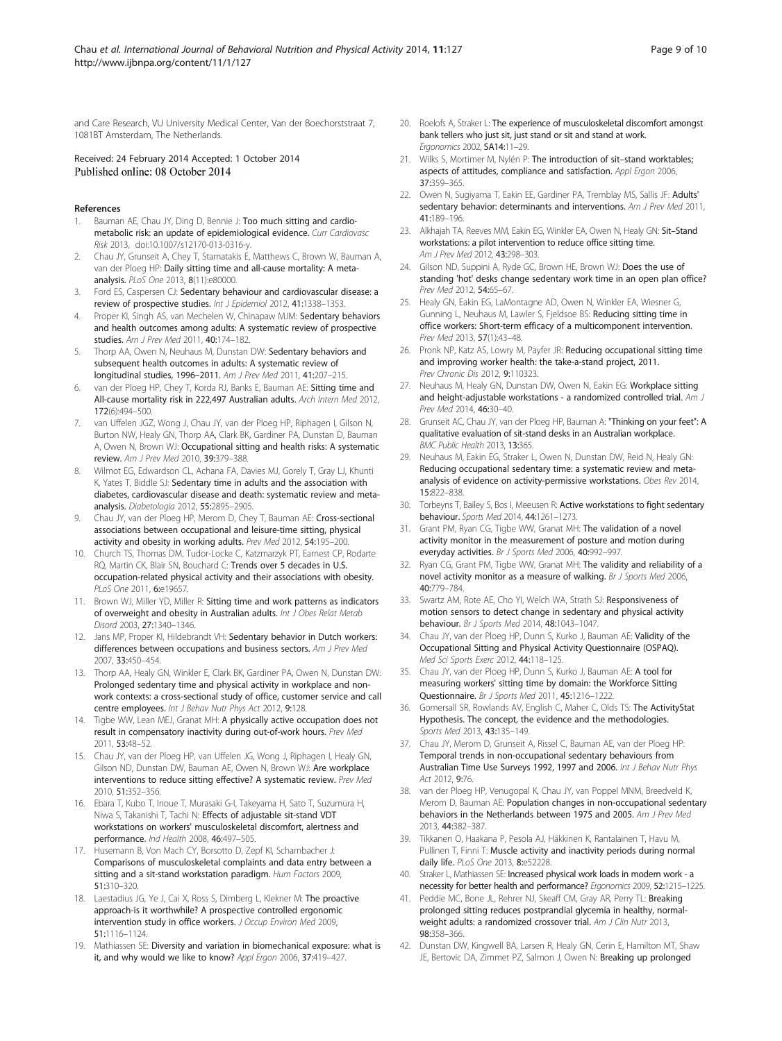and Care Research, VU University Medical Center, Van der Boechorststraat 7, 1081BT Amsterdam, The Netherlands.

Received: 24 February 2014 Accepted: 1 October 2014
Published online: 08 October 2014

## References

1. Bauman AE, Chau JY, Ding D, Bennie J: **Too much sitting and cardio-metabolic risk: an update of epidemiological evidence.** *Curr Cardiovasc Risk* 2013, doi:10.1007/s12170-013-0316-y.
2. Chau JY, Grunseit A, Chey T, Stamatakis E, Matthews C, Brown W, Bauman A, van der Ploeg HP: **Daily sitting time and all-cause mortality: A meta-analysis.** *PLoS One* 2013, **8**(11):e80000.
3. Ford ES, Caspersen CJ: **Sedentary behaviour and cardiovascular disease: a review of prospective studies.** *Int J Epidemiol* 2012, **41**:1338–1353.
4. Proper KI, Singh AS, van Mechelen W, Chinapaw MJM: **Sedentary behaviors and health outcomes among adults: A systematic review of prospective studies.** *Am J Prev Med* 2011, **40**:174–182.
5. Thorp AA, Owen N, Neuhaus M, Dunstan DW: **Sedentary behaviors and subsequent health outcomes in adults: A systematic review of longitudinal studies, 1996–2011.** *Am J Prev Med* 2011, **41**:207–215.
6. van der Ploeg HP, Chey T, Korda RJ, Banks E, Bauman AE: **Sitting time and All-cause mortality risk in 222,497 Australian adults.** *Arch Intern Med* 2012, **172**(6):494–500.
7. van Uffelen JGZ, Wong J, Chau JY, van der Ploeg HP, Riphagen I, Gilson N, Burton NW, Healy GN, Thorp AA, Clark BK, Gardiner PA, Dunstan D, Bauman A, Owen N, Brown WJ: **Occupational sitting and health risks: A systematic review.** *Am J Prev Med* 2010, **39**:379–388.
8. Wilmot EG, Edwardson CL, Achana FA, Davies MJ, Gorely T, Gray LJ, Khunti K, Yates T, Biddle SJ: **Sedentary time in adults and the association with diabetes, cardiovascular disease and death: systematic review and meta-analysis.** *Diabetologia* 2012, **55**:2895–2905.
9. Chau JY, van der Ploeg HP, Merom D, Chey T, Bauman AE: **Cross-sectional associations between occupational and leisure-time sitting, physical activity and obesity in working adults.** *Prev Med* 2012, **54**:195–200.
10. Church TS, Thomas DM, Tudor-Locke C, Katzmarzyk PT, Earnest CP, Rodarte RQ, Martin CK, Blair SN, Bouchard C: **Trends over 5 decades in U.S. occupation-related physical activity and their associations with obesity.** *PLoS One* 2011, **6**:e19657.
11. Brown WJ, Miller YD, Miller R: **Sitting time and work patterns as indicators of overweight and obesity in Australian adults.** *Int J Obes Relat Metab Disord* 2003, **27**:1340–1346.
12. Jans MP, Proper KI, Hildebrandt VH: **Sedentary behavior in Dutch workers: differences between occupations and business sectors.** *Am J Prev Med* 2007, **33**:450–454.
13. Thorp AA, Healy GN, Winkler E, Clark BK, Gardiner PA, Owen N, Dunstan DW: **Prolonged sedentary time and physical activity in workplace and non-work contexts: a cross-sectional study of office, customer service and call centre employees.** *Int J Behav Nutr Phys Act* 2012, **9**:128.
14. Tigbe WW, Lean MEJ, Granat MH: **A physically active occupation does not result in compensatory inactivity during out-of-work hours.** *Prev Med* 2011, **53**:48–52.
15. Chau JY, van der Ploeg HP, van Uffelen JG, Wong J, Riphagen I, Healy GN, Gilson ND, Dunstan DW, Bauman AE, Owen N, Brown WJ: **Are workplace interventions to reduce sitting effective? A systematic review.** *Prev Med* 2010, **51**:352–356.
16. Ebara T, Kubo T, Inoue T, Murasaki G-I, Takeyama H, Sato T, Suzumura H, Niwa S, Takanishi T, Tachi N: **Effects of adjustable sit-stand VDT workstations on workers' musculoskeletal discomfort, alertness and performance.** *Ind Health* 2008, **46**:497–505.
17. Husemann B, Von Mach CY, Borsotto D, Zepf KI, Scharnbacher J: **Comparisons of musculoskeletal complaints and data entry between a sitting and a sit-stand workstation paradigm.** *Hum Factors* 2009, **51**:310–320.
18. Laestadius JG, Ye J, Cai X, Ross S, Dimberg L, Klekner M: **The proactive approach-is it worthwhile? A prospective controlled ergonomic intervention study in office workers.** *J Occup Environ Med* 2009, **51**:1116–1124.
19. Mathiassen SE: **Diversity and variation in biomechanical exposure: what is it, and why would we like to know?** *Appl Ergon* 2006, **37**:419–427.
20. Roelofs A, Straker L: **The experience of musculoskeletal discomfort amongst bank tellers who just sit, just stand or sit and stand at work.** *Ergonomics* 2002, **SA14**:11–29.
21. Wilks S, Mortimer M, Nylén P: **The introduction of sit–stand worktables; aspects of attitudes, compliance and satisfaction.** *Appl Ergon* 2006, **37**:359–365.
22. Owen N, Sugiyama T, Eakin EE, Gardiner PA, Tremblay MS, Sallis JF: **Adults' sedentary behavior: determinants and interventions.** *Am J Prev Med* 2011, **41**:189–196.
23. Alkhajah TA, Reeves MM, Eakin EG, Winkler EA, Owen N, Healy GN: **Sit–Stand workstations: a pilot intervention to reduce office sitting time.** *Am J Prev Med* 2012, **43**:298–303.
24. Gilson ND, Suppini A, Ryde GC, Brown HE, Brown WJ: **Does the use of standing 'hot' desks change sedentary work time in an open plan office?** *Prev Med* 2012, **54**:65–67.
25. Healy GN, Eakin EG, LaMontagne AD, Owen N, Winkler EA, Wiesner G, Gunning L, Neuhaus M, Lawler S, Fjeldsoe BS: **Reducing sitting time in office workers: Short-term efficacy of a multicomponent intervention.** *Prev Med* 2013, **57**(1):43–48.
26. Pronk NP, Katz AS, Lowry M, Payfer JR: **Reducing occupational sitting time and improving worker health: the take-a-stand project, 2011.** *Prev Chronic Dis* 2012, **9**:110323.
27. Neuhaus M, Healy GN, Dunstan DW, Owen N, Eakin EG: **Workplace sitting and height-adjustable workstations - a randomized controlled trial.** *Am J Prev Med* 2014, **46**:30–40.
28. Grunseit AC, Chau JY, van der Ploeg HP, Bauman A: **"Thinking on your feet": A qualitative evaluation of sit-stand desks in an Australian workplace.** *BMC Public Health* 2013, **13**:365.
29. Neuhaus M, Eakin EG, Straker L, Owen N, Dunstan DW, Reid N, Healy GN: **Reducing occupational sedentary time: a systematic review and meta-analysis of evidence on activity-permissive workstations.** *Obes Rev* 2014, **15**:822–838.
30. Torbeyns T, Bailey S, Bos I, Meeusen R: **Active workstations to fight sedentary behaviour.** *Sports Med* 2014, **44**:1261–1273.
31. Grant PM, Ryan CG, Tigbe WW, Granat MH: **The validation of a novel activity monitor in the measurement of posture and motion during everyday activities.** *Br J Sports Med* 2006, **40**:992–997.
32. Ryan CG, Grant PM, Tigbe WW, Granat MH: **The validity and reliability of a novel activity monitor as a measure of walking.** *Br J Sports Med* 2006, **40**:779–784.
33. Swartz AM, Rote AE, Cho YI, Welch WA, Strath SJ: **Responsiveness of motion sensors to detect change in sedentary and physical activity behaviour.** *Br J Sports Med* 2014, **48**:1043–1047.
34. Chau JY, van der Ploeg HP, Dunn S, Kurko J, Bauman AE: **Validity of the Occupational Sitting and Physical Activity Questionnaire (OSPAQ).** *Med Sci Sports Exerc* 2012, **44**:118–125.
35. Chau JY, van der Ploeg HP, Dunn S, Kurko J, Bauman AE: **A tool for measuring workers' sitting time by domain: the Workforce Sitting Questionnaire.** *Br J Sports Med* 2011, **45**:1216–1222.
36. Gomersall SR, Rowlands AV, English C, Maher C, Olds TS: **The ActivityStat Hypothesis. The concept, the evidence and the methodologies.** *Sports Med* 2013, **43**:135–149.
37. Chau JY, Merom D, Grunseit A, Rissel C, Bauman AE, van der Ploeg HP: **Temporal trends in non-occupational sedentary behaviours from Australian Time Use Surveys 1992, 1997 and 2006.** *Int J Behav Nutr Phys Act* 2012, **9**:76.
38. van der Ploeg HP, Venugopal K, Chau JY, van Poppel MNM, Breedveld K, Merom D, Bauman AE: **Population changes in non-occupational sedentary behaviors in the Netherlands between 1975 and 2005.** *Am J Prev Med* 2013, **44**:382–387.
39. Tikkanen O, Haakana P, Pesola AJ, Häkkinen K, Rantalainen T, Havu M, Pullinen T, Finni T: **Muscle activity and inactivity periods during normal daily life.** *PLoS One* 2013, **8**:e52228.
40. Straker L, Mathiassen SE: **Increased physical work loads in modern work - a necessity for better health and performance?** *Ergonomics* 2009, **52**:1215–1225.
41. Peddie MC, Bone JL, Rehrer NJ, Skeaff CM, Gray AR, Perry TL: **Breaking prolonged sitting reduces postprandial glycemia in healthy, normal-weight adults: a randomized crossover trial.** *Am J Clin Nutr* 2013, **98**:358–366.
42. Dunstan DW, Kingwell BA, Larsen R, Healy GN, Cerin E, Hamilton MT, Shaw JE, Bertovic DA, Zimmet PZ, Salmon J, Owen N: **Breaking up prolonged**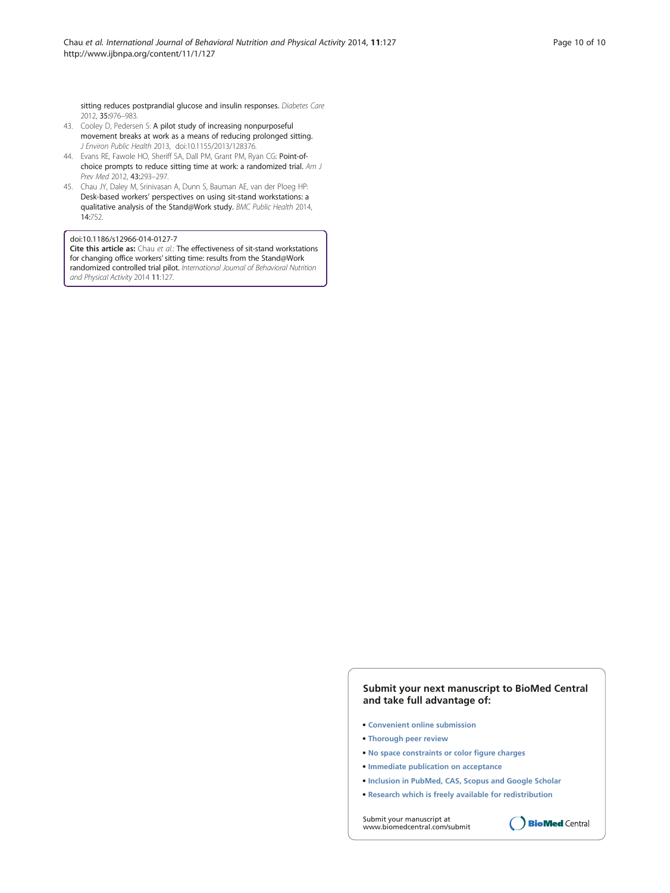sitting reduces postprandial glucose and insulin responses. *Diabetes Care* 2012, **35**:976–983.

43. Cooley D, Pedersen S: A pilot study of increasing nonpurposeful movement breaks at work as a means of reducing prolonged sitting. *J Environ Public Health* 2013, doi:10.1155/2013/128376.
44. Evans RE, Fawole HO, Sheriff SA, Dall PM, Grant PM, Ryan CG: Point-of-choice prompts to reduce sitting time at work: a randomized trial. *Am J Prev Med* 2012, **43**:293–297.
45. Chau JY, Daley M, Srinivasan A, Dunn S, Bauman AE, van der Ploeg HP: Desk-based workers' perspectives on using sit-stand workstations: a qualitative analysis of the Stand@Work study. *BMC Public Health* 2014, **14**:752.

doi:10.1186/s12966-014-0127-7
**Cite this article as:** Chau *et al.*: The effectiveness of sit-stand workstations for changing office workers' sitting time: results from the Stand@Work randomized controlled trial pilot. *International Journal of Behavioral Nutrition and Physical Activity* 2014 **11**:127.

**Submit your next manuscript to BioMed Central and take full advantage of:**

- **Convenient online submission**
- **Thorough peer review**
- **No space constraints or color figure charges**
- **Immediate publication on acceptance**
- **Inclusion in PubMed, CAS, Scopus and Google Scholar**
- **Research which is freely available for redistribution**

Submit your manuscript at
www.biomedcentral.com/submit

BioMed Central